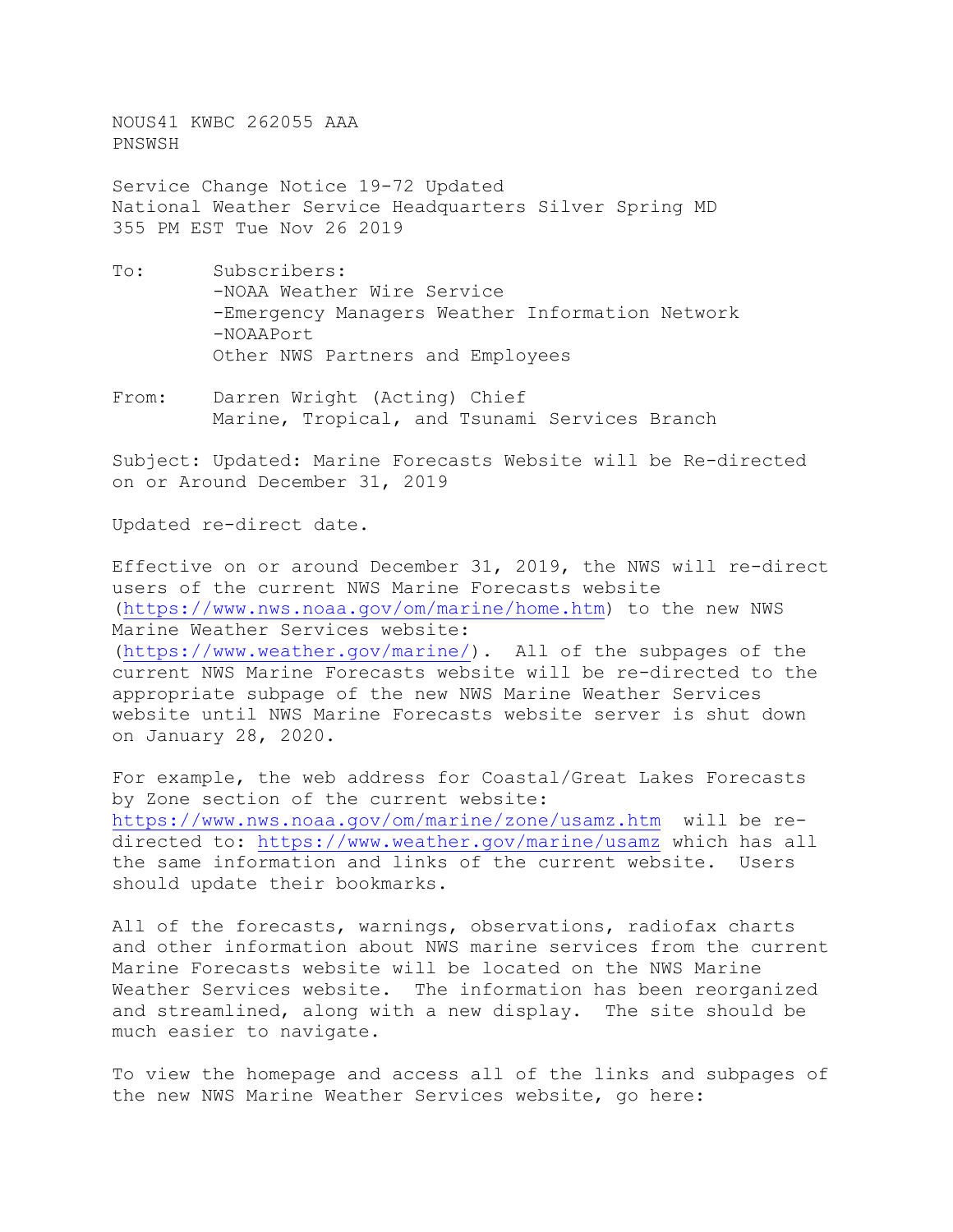NOUS41 KWBC 262055 AAA
PNSWSH

Service Change Notice 19-72 Updated
National Weather Service Headquarters Silver Spring MD
355 PM EST Tue Nov 26 2019

To: Subscribers:
-NOAA Weather Wire Service
-Emergency Managers Weather Information Network
-NOAAPort
Other NWS Partners and Employees

From: Darren Wright (Acting) Chief
Marine, Tropical, and Tsunami Services Branch

Subject: Updated: Marine Forecasts Website will be Re-directed on or Around December 31, 2019

Updated re-direct date.

Effective on or around December 31, 2019, the NWS will re-direct users of the current NWS Marine Forecasts website (https://www.nws.noaa.gov/om/marine/home.htm) to the new NWS Marine Weather Services website: (https://www.weather.gov/marine/). All of the subpages of the current NWS Marine Forecasts website will be re-directed to the appropriate subpage of the new NWS Marine Weather Services website until NWS Marine Forecasts website server is shut down on January 28, 2020.

For example, the web address for Coastal/Great Lakes Forecasts by Zone section of the current website: https://www.nws.noaa.gov/om/marine/zone/usamz.htm will be re-directed to: https://www.weather.gov/marine/usamz which has all the same information and links of the current website. Users should update their bookmarks.

All of the forecasts, warnings, observations, radiofax charts and other information about NWS marine services from the current Marine Forecasts website will be located on the NWS Marine Weather Services website. The information has been reorganized and streamlined, along with a new display. The site should be much easier to navigate.

To view the homepage and access all of the links and subpages of the new NWS Marine Weather Services website, go here: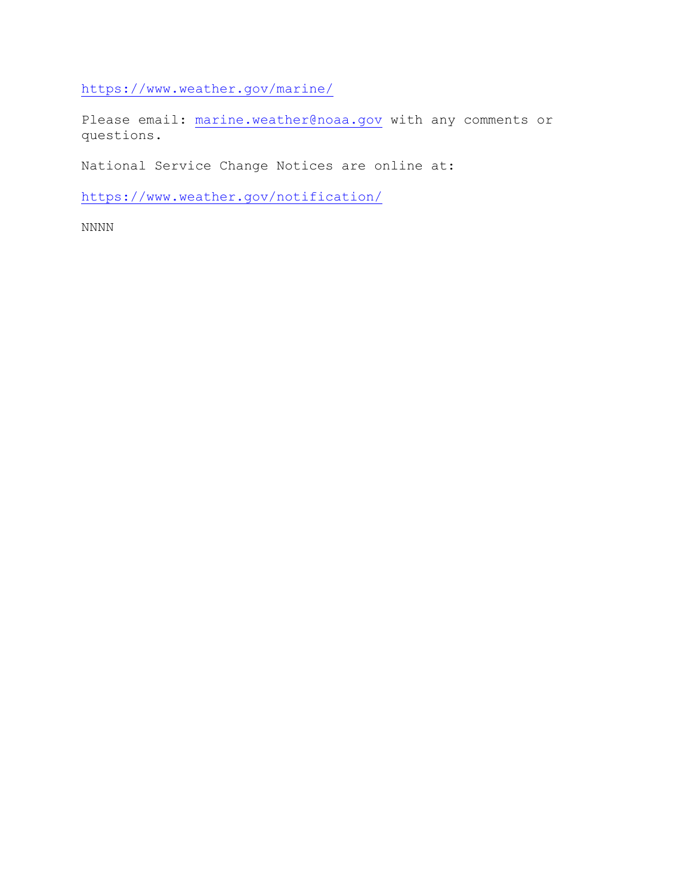https://www.weather.gov/marine/

Please email: marine.weather@noaa.gov with any comments or questions.

National Service Change Notices are online at:

https://www.weather.gov/notification/

NNNN